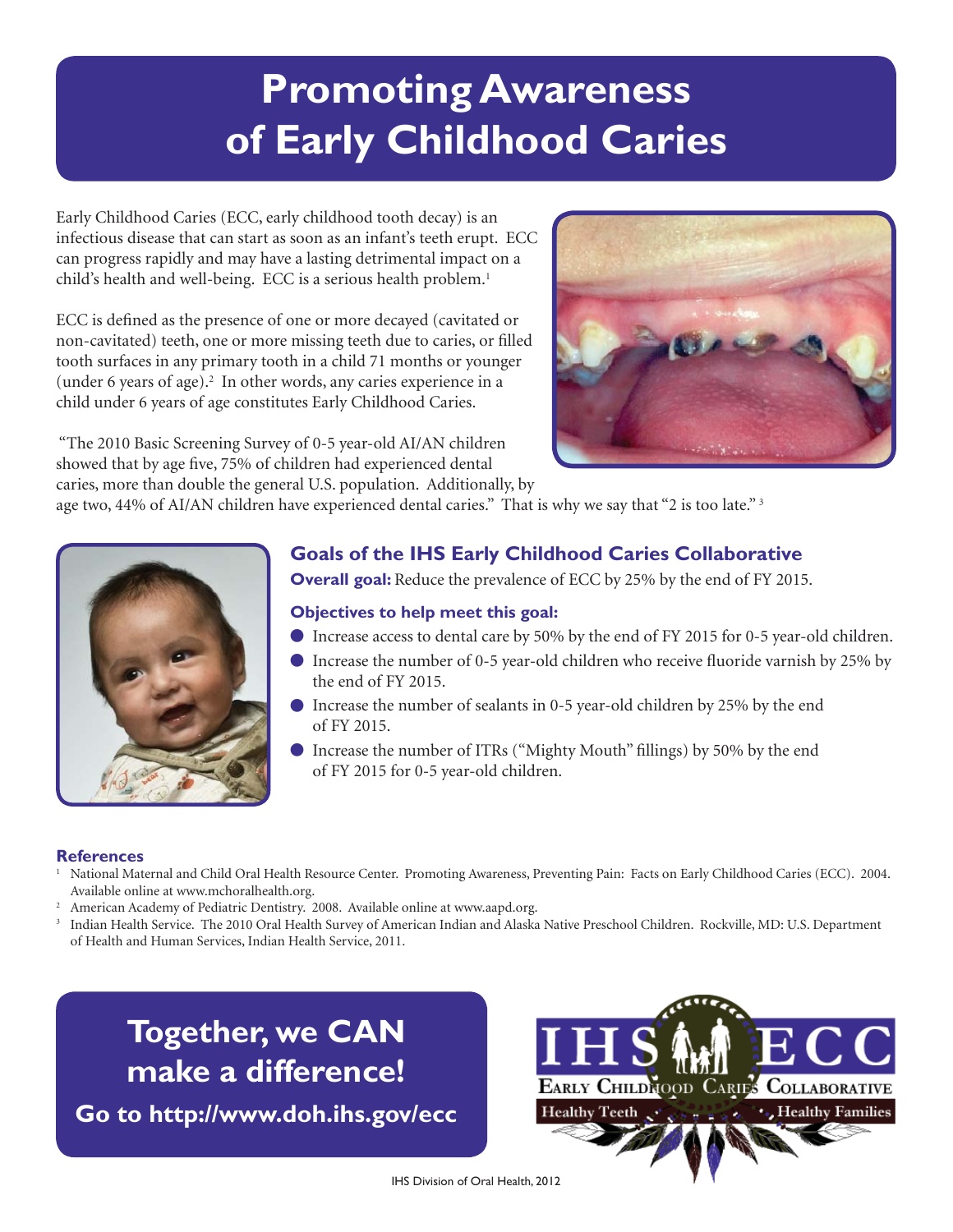# Promoting Awareness of Early Childhood Caries

Early Childhood Caries (ECC, early childhood tooth decay) is an infectious disease that can start as soon as an infant's teeth erupt. ECC can progress rapidly and may have a lasting detrimental impact on a child's health and well-being. ECC is a serious health problem.[1]

ECC is defined as the presence of one or more decayed (cavitated or non-cavitated) teeth, one or more missing teeth due to caries, or filled tooth surfaces in any primary tooth in a child 71 months or younger (under 6 years of age).[2] In other words, any caries experience in a child under 6 years of age constitutes Early Childhood Caries.

"The 2010 Basic Screening Survey of 0-5 year-old AI/AN children showed that by age five, 75% of children had experienced dental caries, more than double the general U.S. population. Additionally, by age two, 44% of AI/AN children have experienced dental caries." That is why we say that "2 is too late."[3]

## Goals of the IHS Early Childhood Caries Collaborative

**Overall goal:** Reduce the prevalence of ECC by 25% by the end of FY 2015.

**Objectives to help meet this goal:**

- Increase access to dental care by 50% by the end of FY 2015 for 0-5 year-old children.
- Increase the number of 0-5 year-old children who receive fluoride varnish by 25% by the end of FY 2015.
- Increase the number of sealants in 0-5 year-old children by 25% by the end of FY 2015.
- Increase the number of ITRs ("Mighty Mouth" fillings) by 50% by the end of FY 2015 for 0-5 year-old children.

### References

1. National Maternal and Child Oral Health Resource Center. Promoting Awareness, Preventing Pain: Facts on Early Childhood Caries (ECC). 2004. Available online at www.mchoralhealth.org.
2. American Academy of Pediatric Dentistry. 2008. Available online at www.aapd.org.
3. Indian Health Service. The 2010 Oral Health Survey of American Indian and Alaska Native Preschool Children. Rockville, MD: U.S. Department of Health and Human Services, Indian Health Service, 2011.

## Together, we CAN make a difference!

**Go to http://www.doh.ihs.gov/ecc**

IHS ECC — Early Childhood Caries Collaborative — Healthy Teeth, Healthy Families

IHS Division of Oral Health, 2012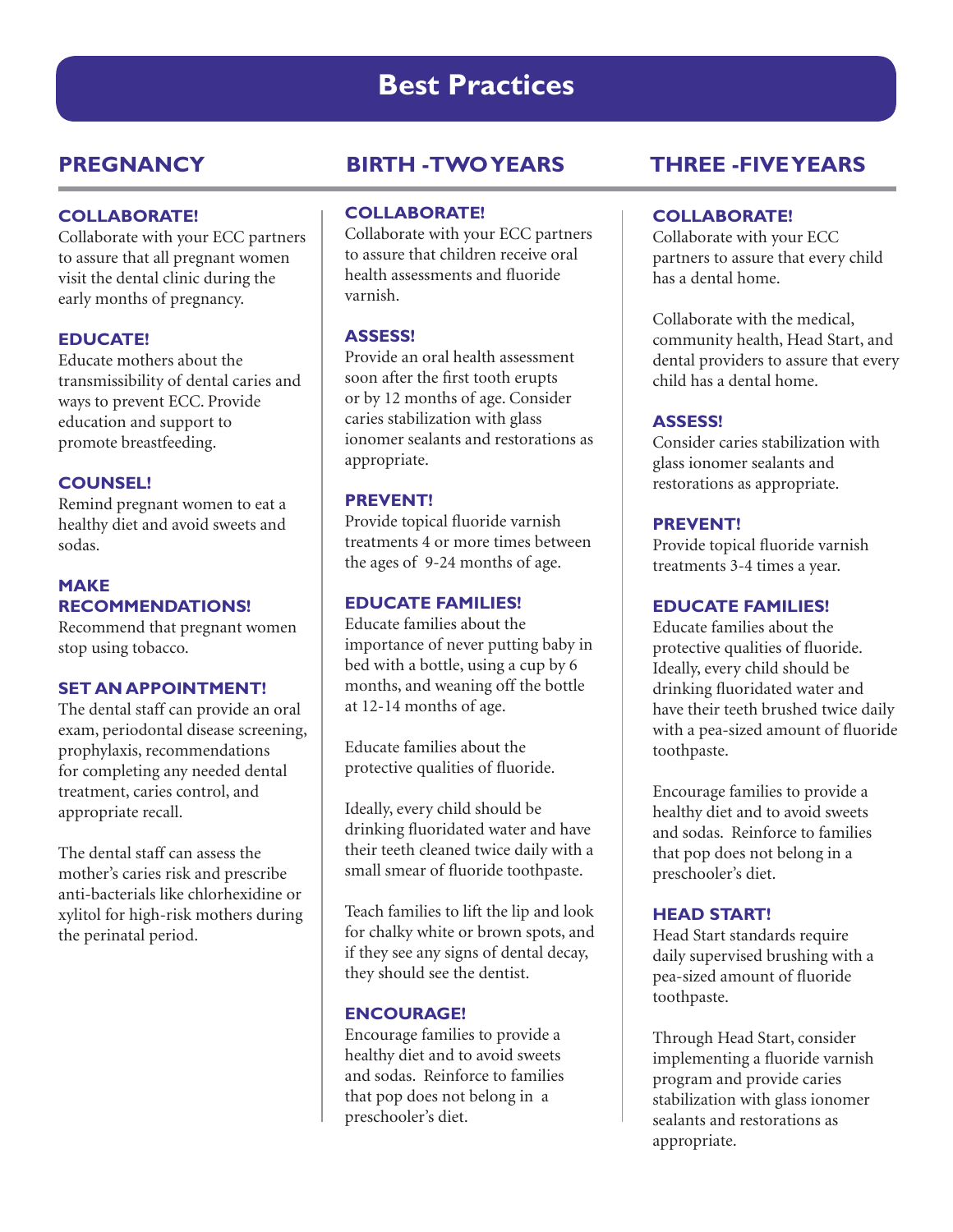# Best Practices

## PREGNANCY

### COLLABORATE!

Collaborate with your ECC partners to assure that all pregnant women visit the dental clinic during the early months of pregnancy.

### EDUCATE!

Educate mothers about the transmissibility of dental caries and ways to prevent ECC. Provide education and support to promote breastfeeding.

### COUNSEL!

Remind pregnant women to eat a healthy diet and avoid sweets and sodas.

### MAKE RECOMMENDATIONS!

Recommend that pregnant women stop using tobacco.

### SET AN APPOINTMENT!

The dental staff can provide an oral exam, periodontal disease screening, prophylaxis, recommendations for completing any needed dental treatment, caries control, and appropriate recall.

The dental staff can assess the mother's caries risk and prescribe anti-bacterials like chlorhexidine or xylitol for high-risk mothers during the perinatal period.

## BIRTH - TWO YEARS

### COLLABORATE!

Collaborate with your ECC partners to assure that children receive oral health assessments and fluoride varnish.

### ASSESS!

Provide an oral health assessment soon after the first tooth erupts or by 12 months of age. Consider caries stabilization with glass ionomer sealants and restorations as appropriate.

### PREVENT!

Provide topical fluoride varnish treatments 4 or more times between the ages of 9-24 months of age.

### EDUCATE FAMILIES!

Educate families about the importance of never putting baby in bed with a bottle, using a cup by 6 months, and weaning off the bottle at 12-14 months of age.

Educate families about the protective qualities of fluoride.

Ideally, every child should be drinking fluoridated water and have their teeth cleaned twice daily with a small smear of fluoride toothpaste.

Teach families to lift the lip and look for chalky white or brown spots, and if they see any signs of dental decay, they should see the dentist.

### ENCOURAGE!

Encourage families to provide a healthy diet and to avoid sweets and sodas. Reinforce to families that pop does not belong in a preschooler's diet.

## THREE - FIVE YEARS

### COLLABORATE!

Collaborate with your ECC partners to assure that every child has a dental home.

Collaborate with the medical, community health, Head Start, and dental providers to assure that every child has a dental home.

### ASSESS!

Consider caries stabilization with glass ionomer sealants and restorations as appropriate.

### PREVENT!

Provide topical fluoride varnish treatments 3-4 times a year.

### EDUCATE FAMILIES!

Educate families about the protective qualities of fluoride. Ideally, every child should be drinking fluoridated water and have their teeth brushed twice daily with a pea-sized amount of fluoride toothpaste.

Encourage families to provide a healthy diet and to avoid sweets and sodas. Reinforce to families that pop does not belong in a preschooler's diet.

### HEAD START!

Head Start standards require daily supervised brushing with a pea-sized amount of fluoride toothpaste.

Through Head Start, consider implementing a fluoride varnish program and provide caries stabilization with glass ionomer sealants and restorations as appropriate.